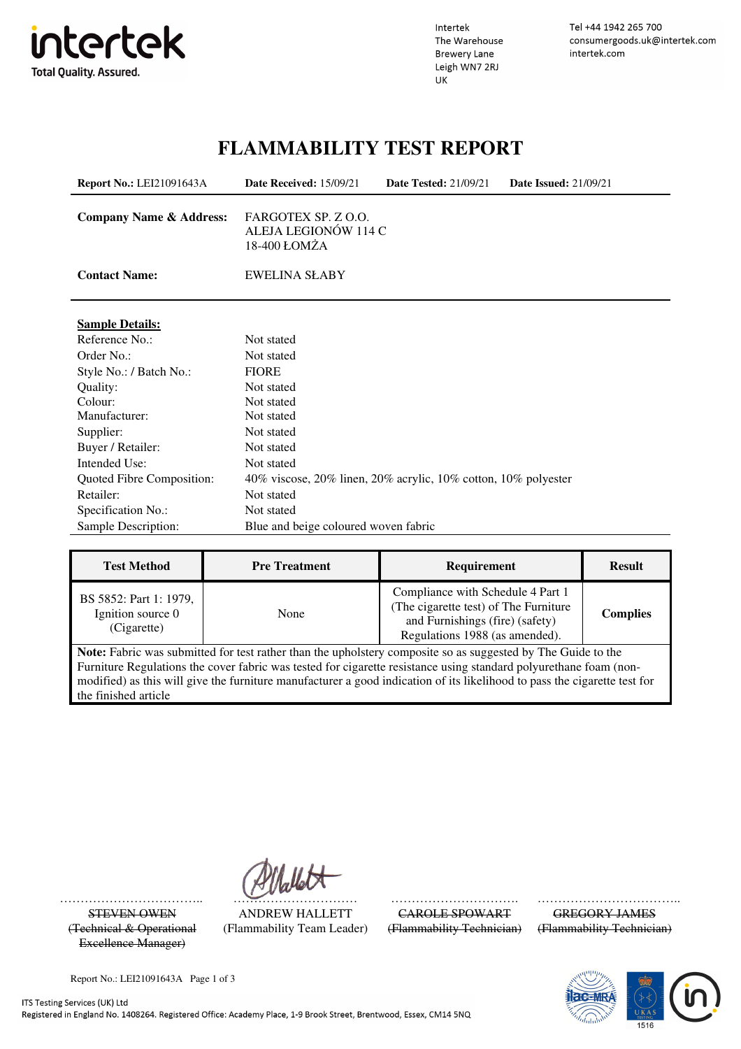Intertek
The Warehouse
Brewery Lane
Leigh WN7 2RJ
UK

Tel +44 1942 265 700
consumergoods.uk@intertek.com
intertek.com

# FLAMMABILITY TEST REPORT

**Report No.:** LEI21091643A **Date Received:** 15/09/21 **Date Tested:** 21/09/21 **Date Issued:** 21/09/21

**Company Name & Address:** FARGOTEX SP. Z O.O.
ALEJA LEGIONÓW 114 C
18-400 ŁOMŻA

**Contact Name:** EWELINA SŁABY

**Sample Details:**

| | |
|---|---|
| Reference No.: | Not stated |
| Order No.: | Not stated |
| Style No.: / Batch No.: | FIORE |
| Quality: | Not stated |
| Colour: | Not stated |
| Manufacturer: | Not stated |
| Supplier: | Not stated |
| Buyer / Retailer: | Not stated |
| Intended Use: | Not stated |
| Quoted Fibre Composition: | 40% viscose, 20% linen, 20% acrylic, 10% cotton, 10% polyester |
| Retailer: | Not stated |
| Specification No.: | Not stated |
| Sample Description: | Blue and beige coloured woven fabric |

| Test Method | Pre Treatment | Requirement | Result |
|---|---|---|---|
| BS 5852: Part 1: 1979, Ignition source 0 (Cigarette) | None | Compliance with Schedule 4 Part 1 (The cigarette test) of The Furniture and Furnishings (fire) (safety) Regulations 1988 (as amended). | **Complies** |

**Note:** Fabric was submitted for test rather than the upholstery composite so as suggested by The Guide to the Furniture Regulations the cover fabric was tested for cigarette resistance using standard polyurethane foam (non-modified) as this will give the furniture manufacturer a good indication of its likelihood to pass the cigarette test for the finished article

~~STEVEN OWEN (Technical & Operational Excellence Manager)~~

ANDREW HALLETT (Flammability Team Leader)

~~CAROLE SPOWART (Flammability Technician)~~

~~GREGORY JAMES (Flammability Technician)~~

Report No.: LEI21091643A

ITS Testing Services (UK) Ltd
Registered in England No. 1408264. Registered Office: Academy Place, 1-9 Brook Street, Brentwood, Essex, CM14 5NQ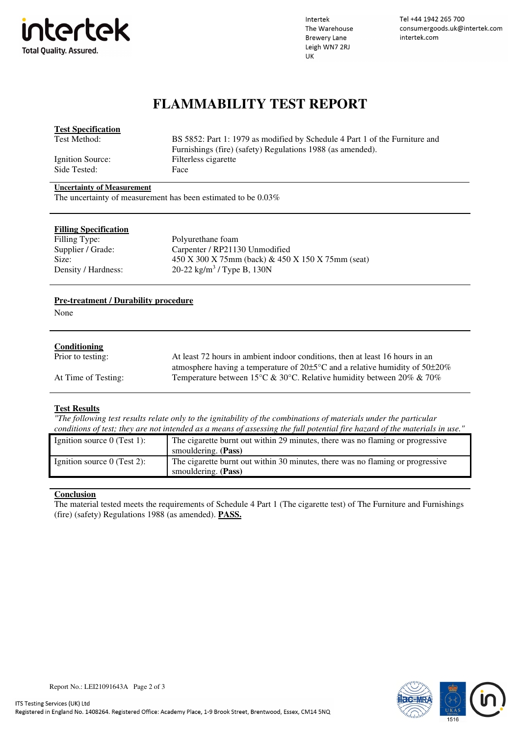# FLAMMABILITY TEST REPORT

**Test Specification**

| | |
|---|---|
| Test Method: | BS 5852: Part 1: 1979 as modified by Schedule 4 Part 1 of the Furniture and Furnishings (fire) (safety) Regulations 1988 (as amended). |
| Ignition Source: | Filterless cigarette |
| Side Tested: | Face |

**Uncertainty of Measurement**

The uncertainty of measurement has been estimated to be 0.03%

**Filling Specification**

| | |
|---|---|
| Filling Type: | Polyurethane foam |
| Supplier / Grade: | Carpenter / RP21130 Unmodified |
| Size: | 450 X 300 X 75mm (back) & 450 X 150 X 75mm (seat) |
| Density / Hardness: | 20-22 kg/m$^3$ / Type B, 130N |

**Pre-treatment / Durability procedure**

None

**Conditioning**

| | |
|---|---|
| Prior to testing: | At least 72 hours in ambient indoor conditions, then at least 16 hours in an atmosphere having a temperature of 20±5°C and a relative humidity of 50±20% |
| At Time of Testing: | Temperature between 15°C & 30°C. Relative humidity between 20% & 70% |

**Test Results**

*"The following test results relate only to the ignitability of the combinations of materials under the particular conditions of test; they are not intended as a means of assessing the full potential fire hazard of the materials in use."*

| | |
|---|---|
| Ignition source 0 (Test 1): | The cigarette burnt out within 29 minutes, there was no flaming or progressive smouldering. **(Pass)** |
| Ignition source 0 (Test 2): | The cigarette burnt out within 30 minutes, there was no flaming or progressive smouldering. **(Pass)** |

**Conclusion**

The material tested meets the requirements of Schedule 4 Part 1 (The cigarette test) of The Furniture and Furnishings (fire) (safety) Regulations 1988 (as amended). **PASS.**

Report No.: LEI21091643A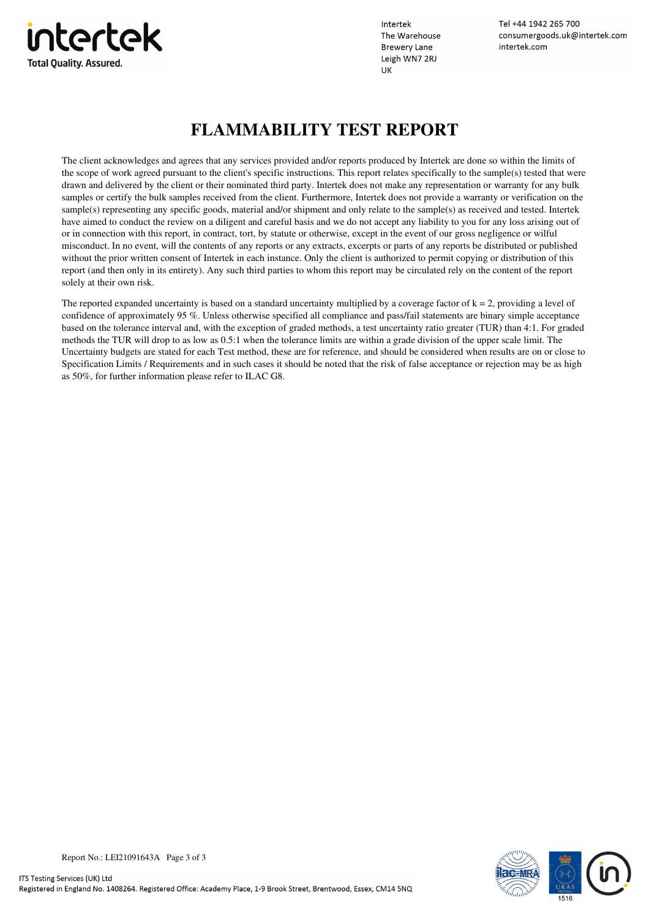# FLAMMABILITY TEST REPORT

The client acknowledges and agrees that any services provided and/or reports produced by Intertek are done so within the limits of the scope of work agreed pursuant to the client's specific instructions. This report relates specifically to the sample(s) tested that were drawn and delivered by the client or their nominated third party. Intertek does not make any representation or warranty for any bulk samples or certify the bulk samples received from the client. Furthermore, Intertek does not provide a warranty or verification on the sample(s) representing any specific goods, material and/or shipment and only relate to the sample(s) as received and tested. Intertek have aimed to conduct the review on a diligent and careful basis and we do not accept any liability to you for any loss arising out of or in connection with this report, in contract, tort, by statute or otherwise, except in the event of our gross negligence or wilful misconduct. In no event, will the contents of any reports or any extracts, excerpts or parts of any reports be distributed or published without the prior written consent of Intertek in each instance. Only the client is authorized to permit copying or distribution of this report (and then only in its entirety). Any such third parties to whom this report may be circulated rely on the content of the report solely at their own risk.

The reported expanded uncertainty is based on a standard uncertainty multiplied by a coverage factor of k = 2, providing a level of confidence of approximately 95 %. Unless otherwise specified all compliance and pass/fail statements are binary simple acceptance based on the tolerance interval and, with the exception of graded methods, a test uncertainty ratio greater (TUR) than 4:1. For graded methods the TUR will drop to as low as 0.5:1 when the tolerance limits are within a grade division of the upper scale limit. The Uncertainty budgets are stated for each Test method, these are for reference, and should be considered when results are on or close to Specification Limits / Requirements and in such cases it should be noted that the risk of false acceptance or rejection may be as high as 50%, for further information please refer to ILAC G8.